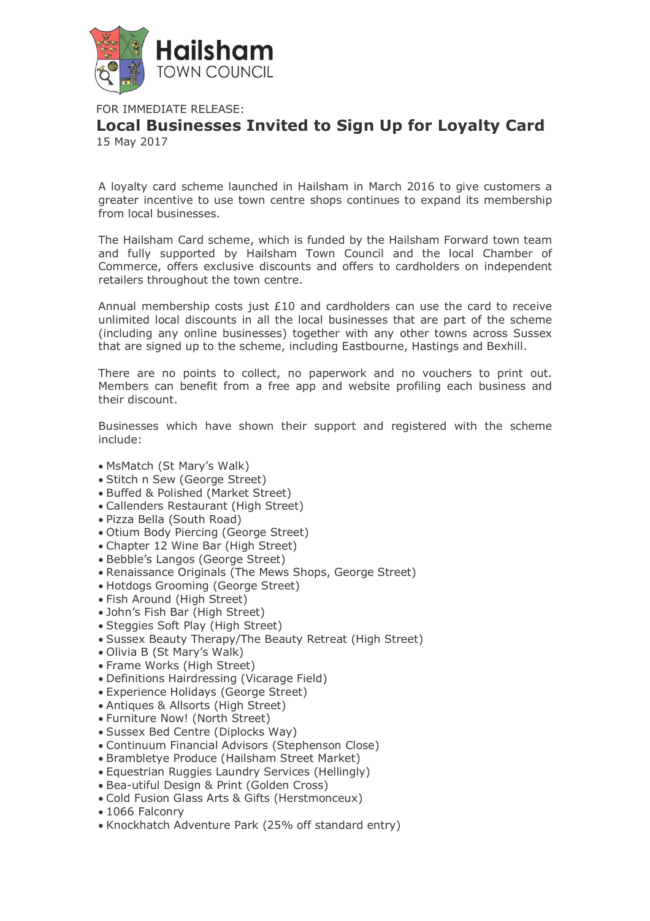# Hailsham TOWN COUNCIL

FOR IMMEDIATE RELEASE:

## Local Businesses Invited to Sign Up for Loyalty Card

15 May 2017

A loyalty card scheme launched in Hailsham in March 2016 to give customers a greater incentive to use town centre shops continues to expand its membership from local businesses.

The Hailsham Card scheme, which is funded by the Hailsham Forward town team and fully supported by Hailsham Town Council and the local Chamber of Commerce, offers exclusive discounts and offers to cardholders on independent retailers throughout the town centre.

Annual membership costs just £10 and cardholders can use the card to receive unlimited local discounts in all the local businesses that are part of the scheme (including any online businesses) together with any other towns across Sussex that are signed up to the scheme, including Eastbourne, Hastings and Bexhill.

There are no points to collect, no paperwork and no vouchers to print out. Members can benefit from a free app and website profiling each business and their discount.

Businesses which have shown their support and registered with the scheme include:

- MsMatch (St Mary's Walk)
- Stitch n Sew (George Street)
- Buffed & Polished (Market Street)
- Callenders Restaurant (High Street)
- Pizza Bella (South Road)
- Otium Body Piercing (George Street)
- Chapter 12 Wine Bar (High Street)
- Bebble's Langos (George Street)
- Renaissance Originals (The Mews Shops, George Street)
- Hotdogs Grooming (George Street)
- Fish Around (High Street)
- John's Fish Bar (High Street)
- Steggies Soft Play (High Street)
- Sussex Beauty Therapy/The Beauty Retreat (High Street)
- Olivia B (St Mary's Walk)
- Frame Works (High Street)
- Definitions Hairdressing (Vicarage Field)
- Experience Holidays (George Street)
- Antiques & Allsorts (High Street)
- Furniture Now! (North Street)
- Sussex Bed Centre (Diplocks Way)
- Continuum Financial Advisors (Stephenson Close)
- Brambletye Produce (Hailsham Street Market)
- Equestrian Ruggies Laundry Services (Hellingly)
- Bea-utiful Design & Print (Golden Cross)
- Cold Fusion Glass Arts & Gifts (Herstmonceux)
- 1066 Falconry
- Knockhatch Adventure Park (25% off standard entry)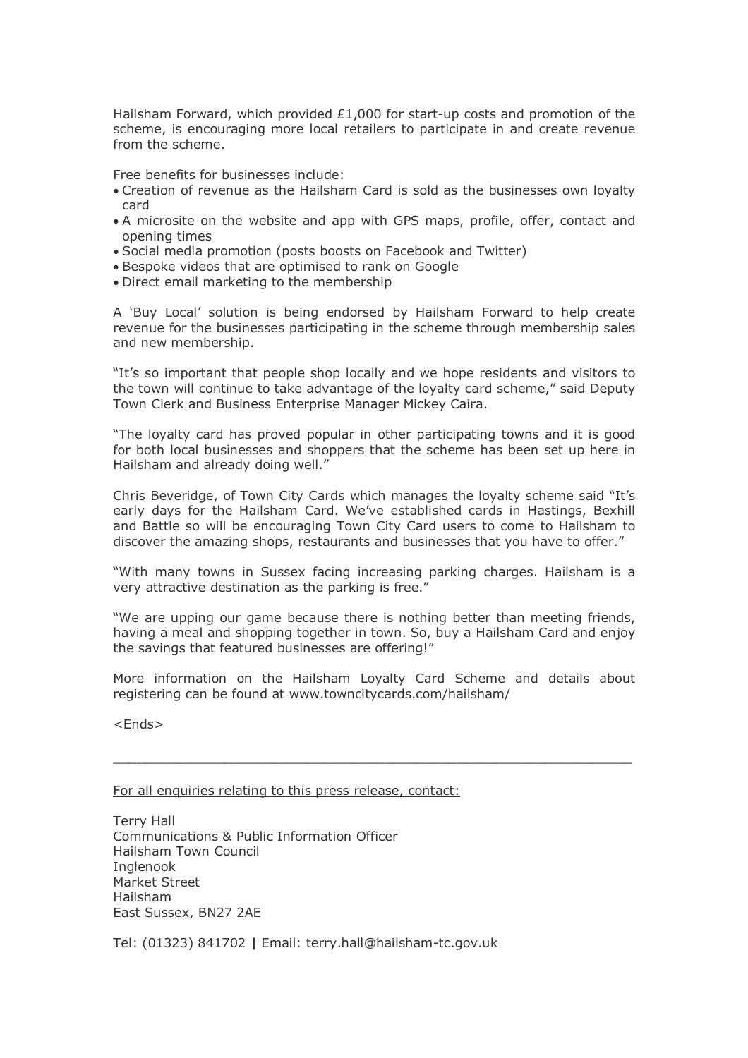Hailsham Forward, which provided £1,000 for start-up costs and promotion of the scheme, is encouraging more local retailers to participate in and create revenue from the scheme.

Free benefits for businesses include:

- Creation of revenue as the Hailsham Card is sold as the businesses own loyalty card
- A microsite on the website and app with GPS maps, profile, offer, contact and opening times
- Social media promotion (posts boosts on Facebook and Twitter)
- Bespoke videos that are optimised to rank on Google
- Direct email marketing to the membership

A 'Buy Local' solution is being endorsed by Hailsham Forward to help create revenue for the businesses participating in the scheme through membership sales and new membership.

"It's so important that people shop locally and we hope residents and visitors to the town will continue to take advantage of the loyalty card scheme," said Deputy Town Clerk and Business Enterprise Manager Mickey Caira.

"The loyalty card has proved popular in other participating towns and it is good for both local businesses and shoppers that the scheme has been set up here in Hailsham and already doing well."

Chris Beveridge, of Town City Cards which manages the loyalty scheme said "It's early days for the Hailsham Card. We've established cards in Hastings, Bexhill and Battle so will be encouraging Town City Card users to come to Hailsham to discover the amazing shops, restaurants and businesses that you have to offer."

"With many towns in Sussex facing increasing parking charges. Hailsham is a very attractive destination as the parking is free."

"We are upping our game because there is nothing better than meeting friends, having a meal and shopping together in town. So, buy a Hailsham Card and enjoy the savings that featured businesses are offering!"

More information on the Hailsham Loyalty Card Scheme and details about registering can be found at www.towncitycards.com/hailsham/

<Ends>

---

For all enquiries relating to this press release, contact:

Terry Hall
Communications & Public Information Officer
Hailsham Town Council
Inglenook
Market Street
Hailsham
East Sussex, BN27 2AE

Tel: (01323) 841702 **|** Email: terry.hall@hailsham-tc.gov.uk